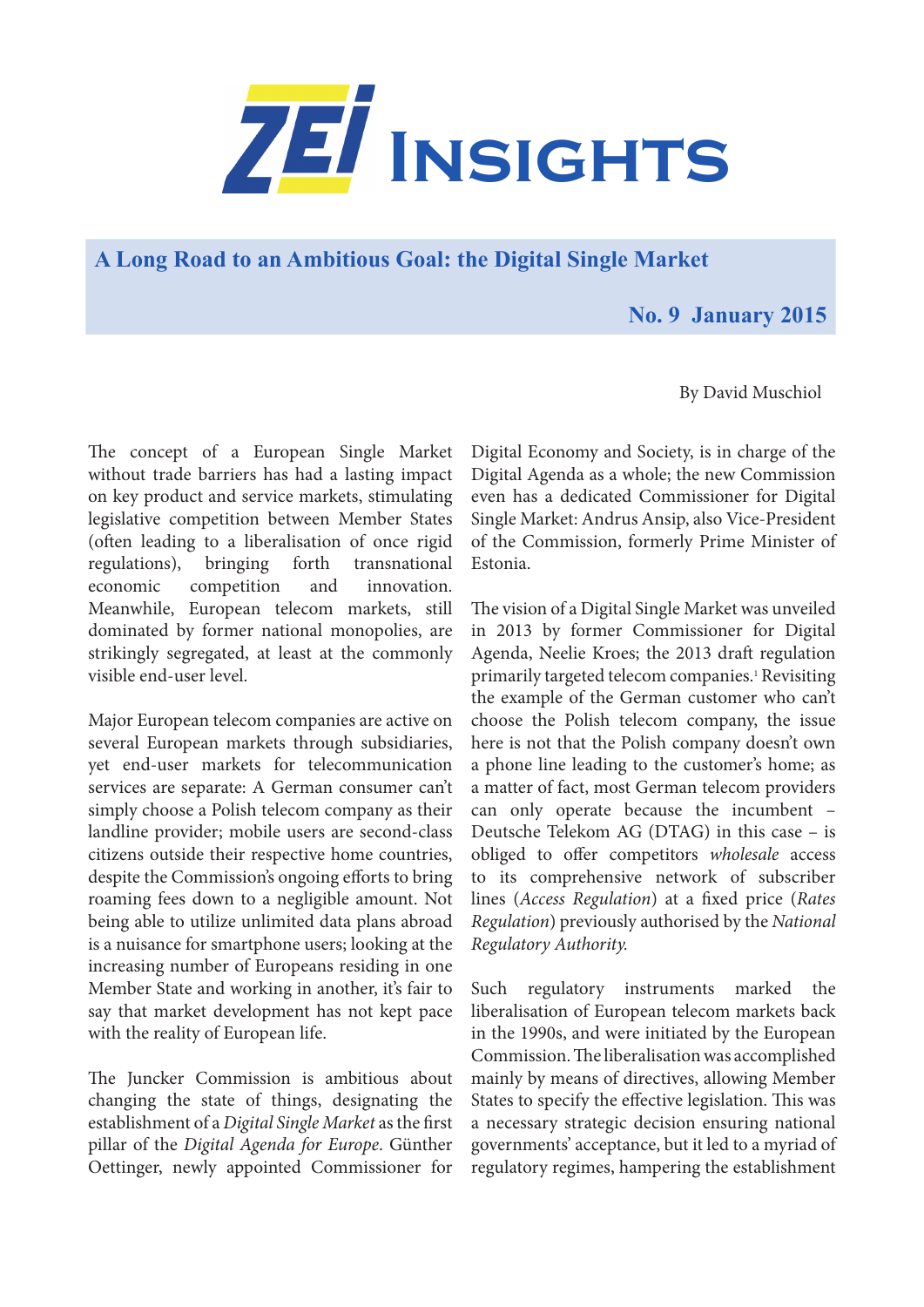# ZEI Insights

## A Long Road to an Ambitious Goal: the Digital Single Market

**No. 9 January 2015**

By David Muschiol

The concept of a European Single Market without trade barriers has had a lasting impact on key product and service markets, stimulating legislative competition between Member States (often leading to a liberalisation of once rigid regulations), bringing forth transnational economic competition and innovation. Meanwhile, European telecom markets, still dominated by former national monopolies, are strikingly segregated, at least at the commonly visible end-user level.

Major European telecom companies are active on several European markets through subsidiaries, yet end-user markets for telecommunication services are separate: A German consumer can't simply choose a Polish telecom company as their landline provider; mobile users are second-class citizens outside their respective home countries, despite the Commission's ongoing efforts to bring roaming fees down to a negligible amount. Not being able to utilize unlimited data plans abroad is a nuisance for smartphone users; looking at the increasing number of Europeans residing in one Member State and working in another, it's fair to say that market development has not kept pace with the reality of European life.

The Juncker Commission is ambitious about changing the state of things, designating the establishment of a *Digital Single Market* as the first pillar of the *Digital Agenda for Europe*. Günther Oettinger, newly appointed Commissioner for Digital Economy and Society, is in charge of the Digital Agenda as a whole; the new Commission even has a dedicated Commissioner for Digital Single Market: Andrus Ansip, also Vice-President of the Commission, formerly Prime Minister of Estonia.

The vision of a Digital Single Market was unveiled in 2013 by former Commissioner for Digital Agenda, Neelie Kroes; the 2013 draft regulation primarily targeted telecom companies.[1] Revisiting the example of the German customer who can't choose the Polish telecom company, the issue here is not that the Polish company doesn't own a phone line leading to the customer's home; as a matter of fact, most German telecom providers can only operate because the incumbent – Deutsche Telekom AG (DTAG) in this case – is obliged to offer competitors *wholesale* access to its comprehensive network of subscriber lines (*Access Regulation*) at a fixed price (*Rates Regulation*) previously authorised by the *National Regulatory Authority.*

Such regulatory instruments marked the liberalisation of European telecom markets back in the 1990s, and were initiated by the European Commission. The liberalisation was accomplished mainly by means of directives, allowing Member States to specify the effective legislation. This was a necessary strategic decision ensuring national governments' acceptance, but it led to a myriad of regulatory regimes, hampering the establishment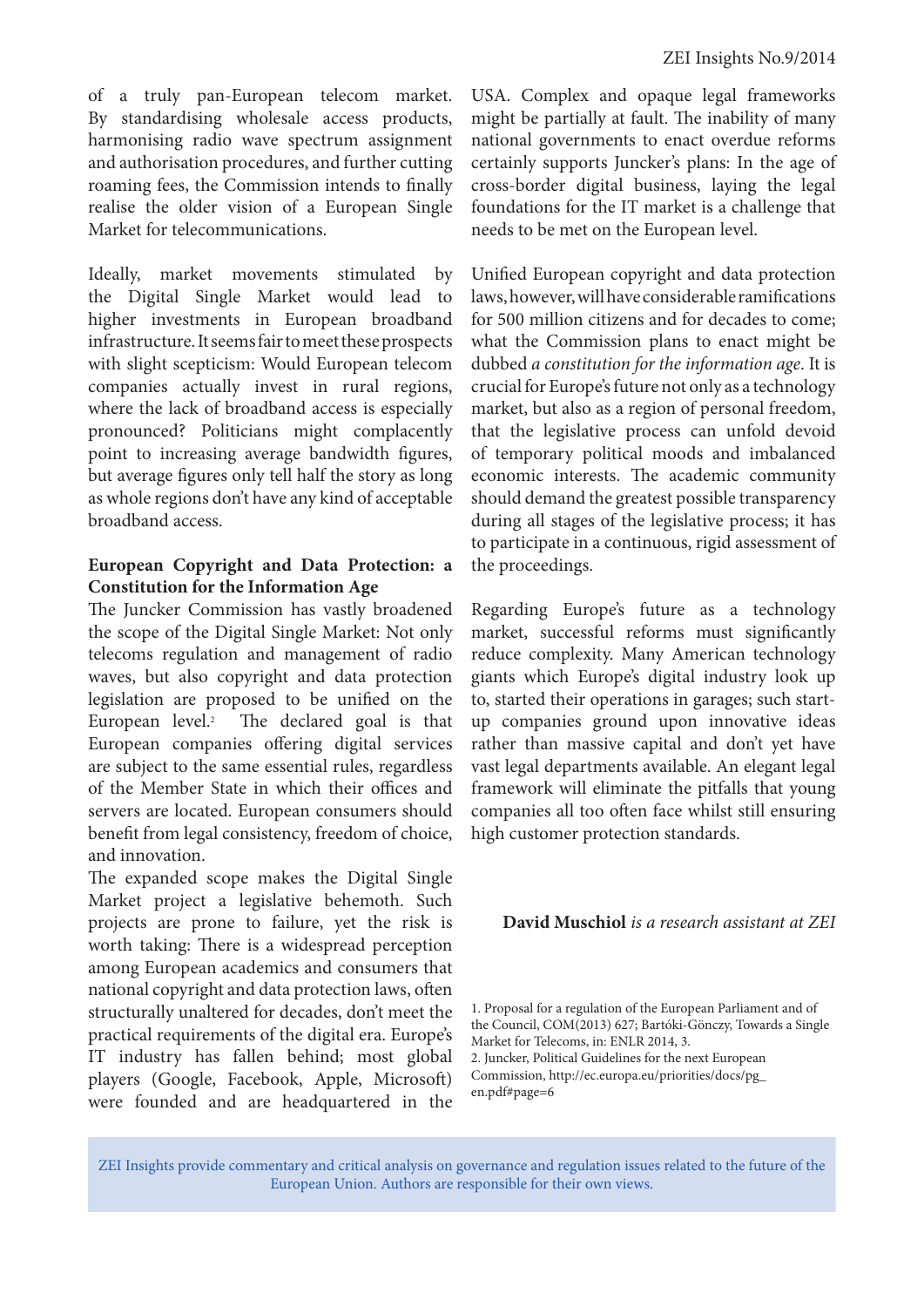of a truly pan-European telecom market. By standardising wholesale access products, harmonising radio wave spectrum assignment and authorisation procedures, and further cutting roaming fees, the Commission intends to finally realise the older vision of a European Single Market for telecommunications.

Ideally, market movements stimulated by the Digital Single Market would lead to higher investments in European broadband infrastructure. It seems fair to meet these prospects with slight scepticism: Would European telecom companies actually invest in rural regions, where the lack of broadband access is especially pronounced? Politicians might complacently point to increasing average bandwidth figures, but average figures only tell half the story as long as whole regions don't have any kind of acceptable broadband access.

**European Copyright and Data Protection: a Constitution for the Information Age**

The Juncker Commission has vastly broadened the scope of the Digital Single Market: Not only telecoms regulation and management of radio waves, but also copyright and data protection legislation are proposed to be unified on the European level.[2] The declared goal is that European companies offering digital services are subject to the same essential rules, regardless of the Member State in which their offices and servers are located. European consumers should benefit from legal consistency, freedom of choice, and innovation.

The expanded scope makes the Digital Single Market project a legislative behemoth. Such projects are prone to failure, yet the risk is worth taking: There is a widespread perception among European academics and consumers that national copyright and data protection laws, often structurally unaltered for decades, don't meet the practical requirements of the digital era. Europe's IT industry has fallen behind; most global players (Google, Facebook, Apple, Microsoft) were founded and are headquartered in the USA. Complex and opaque legal frameworks might be partially at fault. The inability of many national governments to enact overdue reforms certainly supports Juncker's plans: In the age of cross-border digital business, laying the legal foundations for the IT market is a challenge that needs to be met on the European level.

Unified European copyright and data protection laws, however, will have considerable ramifications for 500 million citizens and for decades to come; what the Commission plans to enact might be dubbed *a constitution for the information age*. It is crucial for Europe's future not only as a technology market, but also as a region of personal freedom, that the legislative process can unfold devoid of temporary political moods and imbalanced economic interests. The academic community should demand the greatest possible transparency during all stages of the legislative process; it has to participate in a continuous, rigid assessment of the proceedings.

Regarding Europe's future as a technology market, successful reforms must significantly reduce complexity. Many American technology giants which Europe's digital industry look up to, started their operations in garages; such start-up companies ground upon innovative ideas rather than massive capital and don't yet have vast legal departments available. An elegant legal framework will eliminate the pitfalls that young companies all too often face whilst still ensuring high customer protection standards.

**David Muschiol** *is a research assistant at ZEI*

1. Proposal for a regulation of the European Parliament and of the Council, COM(2013) 627; Bartóki-Gönczy, Towards a Single Market for Telecoms, in: ENLR 2014, 3.
2. Juncker, Political Guidelines for the next European Commission, http://ec.europa.eu/priorities/docs/pg_en.pdf#page=6

ZEI Insights provide commentary and critical analysis on governance and regulation issues related to the future of the European Union. Authors are responsible for their own views.